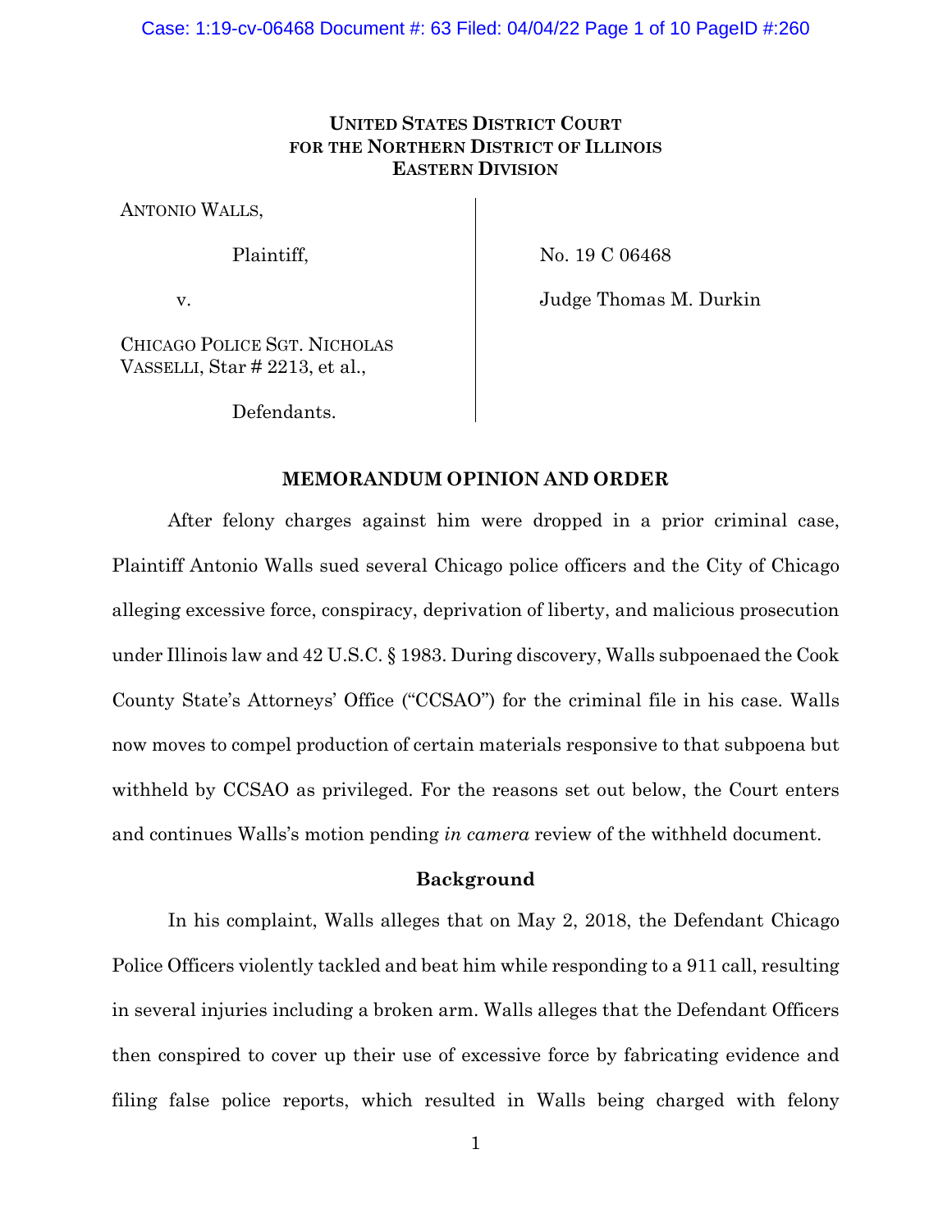**UNITED STATES DISTRICT COURT**
**FOR THE NORTHERN DISTRICT OF ILLINOIS**
**EASTERN DIVISION**

| | |
|---|---|
| ANTONIO WALLS,<br><br>Plaintiff,<br><br>v.<br><br>CHICAGO POLICE SGT. NICHOLAS VASSELLI, Star # 2213, et al.,<br><br>Defendants. | No. 19 C 06468<br><br>Judge Thomas M. Durkin |

**MEMORANDUM OPINION AND ORDER**

After felony charges against him were dropped in a prior criminal case, Plaintiff Antonio Walls sued several Chicago police officers and the City of Chicago alleging excessive force, conspiracy, deprivation of liberty, and malicious prosecution under Illinois law and 42 U.S.C. § 1983. During discovery, Walls subpoenaed the Cook County State's Attorneys' Office ("CCSAO") for the criminal file in his case. Walls now moves to compel production of certain materials responsive to that subpoena but withheld by CCSAO as privileged. For the reasons set out below, the Court enters and continues Walls's motion pending *in camera* review of the withheld document.

**Background**

In his complaint, Walls alleges that on May 2, 2018, the Defendant Chicago Police Officers violently tackled and beat him while responding to a 911 call, resulting in several injuries including a broken arm. Walls alleges that the Defendant Officers then conspired to cover up their use of excessive force by fabricating evidence and filing false police reports, which resulted in Walls being charged with felony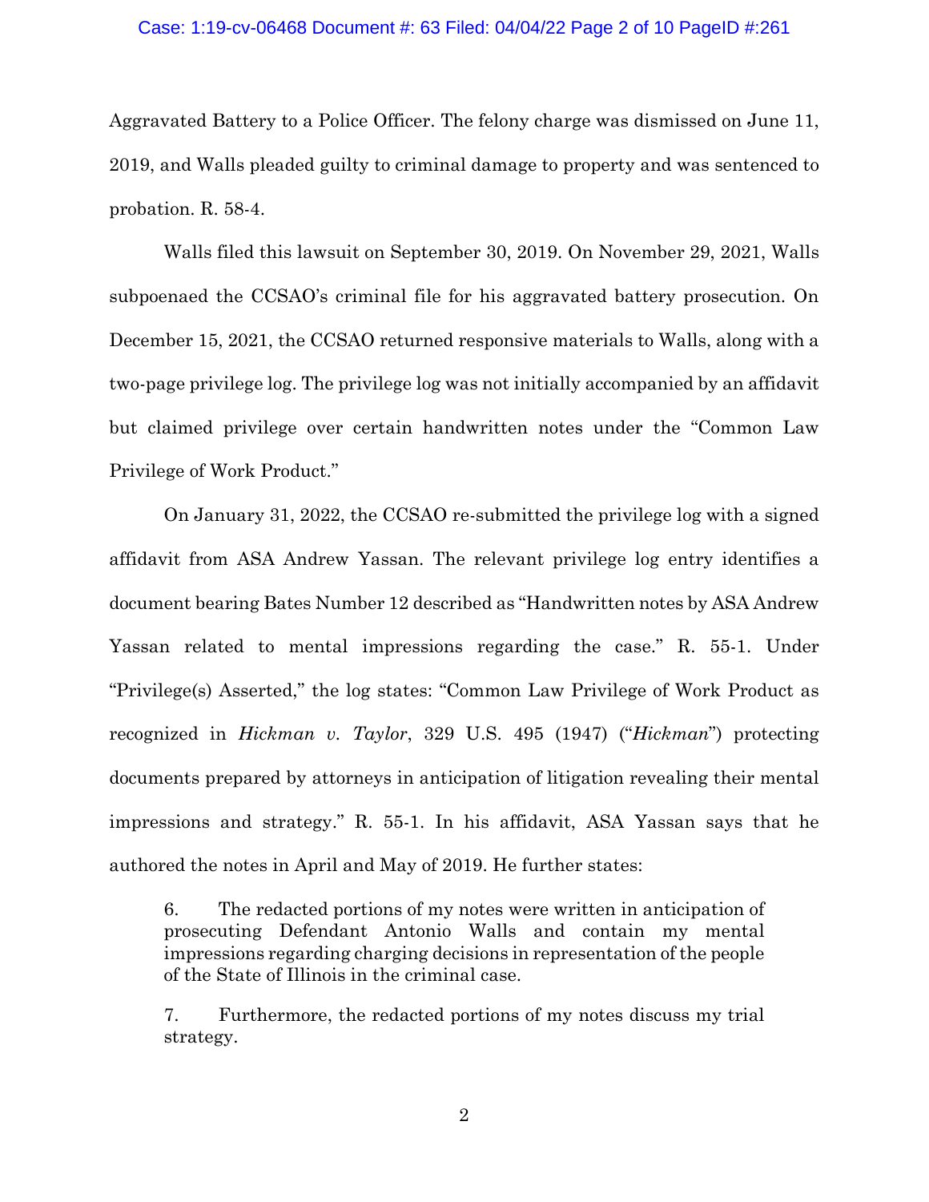Aggravated Battery to a Police Officer. The felony charge was dismissed on June 11, 2019, and Walls pleaded guilty to criminal damage to property and was sentenced to probation. R. 58-4.

Walls filed this lawsuit on September 30, 2019. On November 29, 2021, Walls subpoenaed the CCSAO's criminal file for his aggravated battery prosecution. On December 15, 2021, the CCSAO returned responsive materials to Walls, along with a two-page privilege log. The privilege log was not initially accompanied by an affidavit but claimed privilege over certain handwritten notes under the "Common Law Privilege of Work Product."

On January 31, 2022, the CCSAO re-submitted the privilege log with a signed affidavit from ASA Andrew Yassan. The relevant privilege log entry identifies a document bearing Bates Number 12 described as "Handwritten notes by ASA Andrew Yassan related to mental impressions regarding the case." R. 55-1. Under "Privilege(s) Asserted," the log states: "Common Law Privilege of Work Product as recognized in *Hickman v. Taylor*, 329 U.S. 495 (1947) ("*Hickman*") protecting documents prepared by attorneys in anticipation of litigation revealing their mental impressions and strategy." R. 55-1. In his affidavit, ASA Yassan says that he authored the notes in April and May of 2019. He further states:

> 6. The redacted portions of my notes were written in anticipation of prosecuting Defendant Antonio Walls and contain my mental impressions regarding charging decisions in representation of the people of the State of Illinois in the criminal case.
>
> 7. Furthermore, the redacted portions of my notes discuss my trial strategy.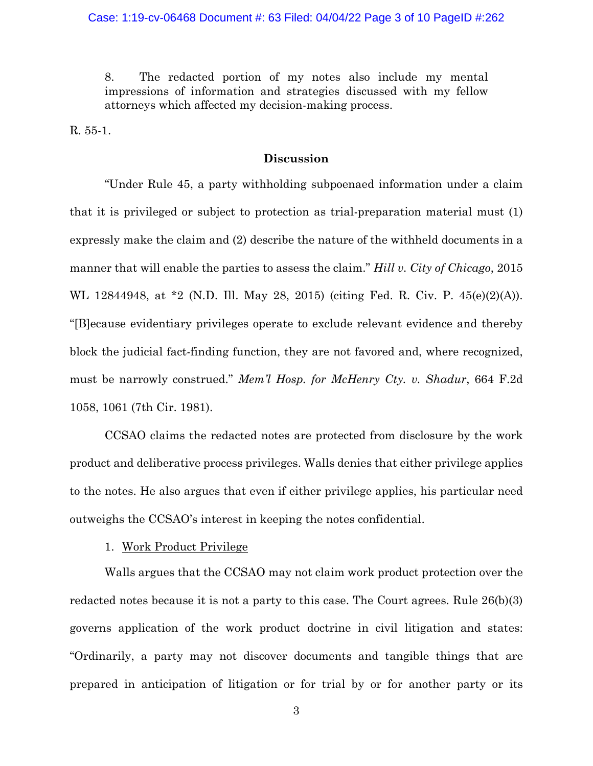> 8. The redacted portion of my notes also include my mental impressions of information and strategies discussed with my fellow attorneys which affected my decision-making process.

R. 55-1.

## Discussion

"Under Rule 45, a party withholding subpoenaed information under a claim that it is privileged or subject to protection as trial-preparation material must (1) expressly make the claim and (2) describe the nature of the withheld documents in a manner that will enable the parties to assess the claim." *Hill v. City of Chicago*, 2015 WL 12844948, at *2 (N.D. Ill. May 28, 2015) (citing Fed. R. Civ. P. 45(e)(2)(A)). "[B]ecause evidentiary privileges operate to exclude relevant evidence and thereby block the judicial fact-finding function, they are not favored and, where recognized, must be narrowly construed." *Mem'l Hosp. for McHenry Cty. v. Shadur*, 664 F.2d 1058, 1061 (7th Cir. 1981).

CCSAO claims the redacted notes are protected from disclosure by the work product and deliberative process privileges. Walls denies that either privilege applies to the notes. He also argues that even if either privilege applies, his particular need outweighs the CCSAO's interest in keeping the notes confidential.

### 1. Work Product Privilege

Walls argues that the CCSAO may not claim work product protection over the redacted notes because it is not a party to this case. The Court agrees. Rule 26(b)(3) governs application of the work product doctrine in civil litigation and states: "Ordinarily, a party may not discover documents and tangible things that are prepared in anticipation of litigation or for trial by or for another party or its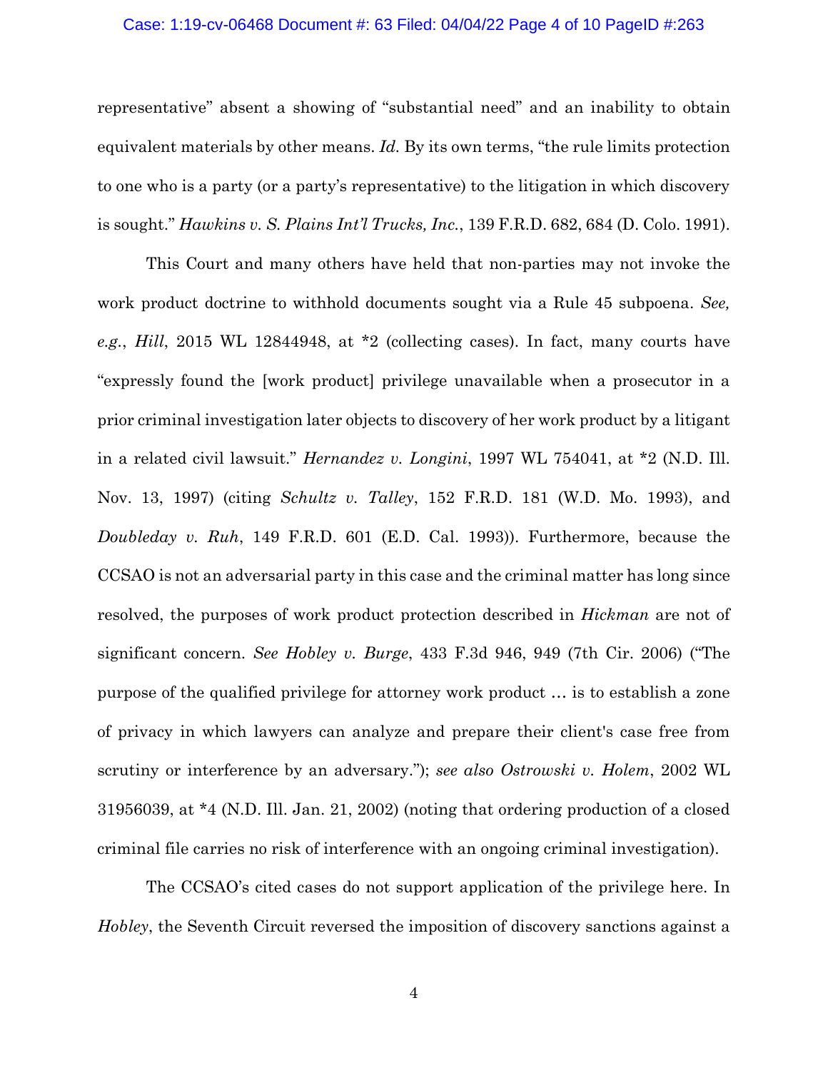representative" absent a showing of "substantial need" and an inability to obtain equivalent materials by other means. *Id.* By its own terms, "the rule limits protection to one who is a party (or a party's representative) to the litigation in which discovery is sought." *Hawkins v. S. Plains Int'l Trucks, Inc.*, 139 F.R.D. 682, 684 (D. Colo. 1991).

This Court and many others have held that non-parties may not invoke the work product doctrine to withhold documents sought via a Rule 45 subpoena. *See, e.g.*, *Hill*, 2015 WL 12844948, at *2 (collecting cases). In fact, many courts have "expressly found the [work product] privilege unavailable when a prosecutor in a prior criminal investigation later objects to discovery of her work product by a litigant in a related civil lawsuit." *Hernandez v. Longini*, 1997 WL 754041, at *2 (N.D. Ill. Nov. 13, 1997) (citing *Schultz v. Talley*, 152 F.R.D. 181 (W.D. Mo. 1993), and *Doubleday v. Ruh*, 149 F.R.D. 601 (E.D. Cal. 1993)). Furthermore, because the CCSAO is not an adversarial party in this case and the criminal matter has long since resolved, the purposes of work product protection described in *Hickman* are not of significant concern. *See Hobley v. Burge*, 433 F.3d 946, 949 (7th Cir. 2006) ("The purpose of the qualified privilege for attorney work product … is to establish a zone of privacy in which lawyers can analyze and prepare their client's case free from scrutiny or interference by an adversary."); *see also Ostrowski v. Holem*, 2002 WL 31956039, at *4 (N.D. Ill. Jan. 21, 2002) (noting that ordering production of a closed criminal file carries no risk of interference with an ongoing criminal investigation).

The CCSAO's cited cases do not support application of the privilege here. In *Hobley*, the Seventh Circuit reversed the imposition of discovery sanctions against a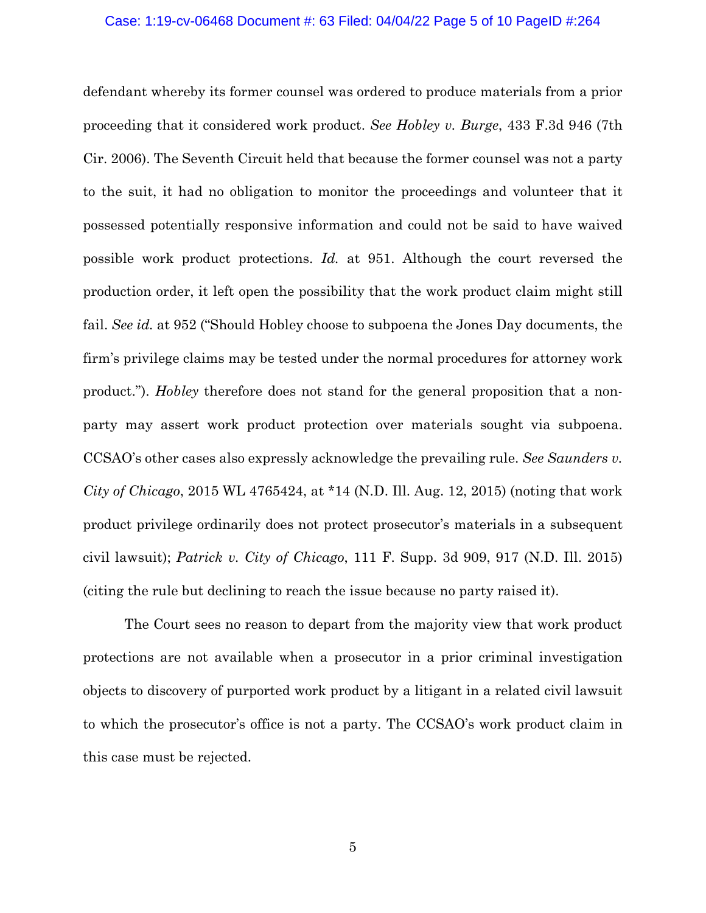defendant whereby its former counsel was ordered to produce materials from a prior proceeding that it considered work product. *See Hobley v. Burge*, 433 F.3d 946 (7th Cir. 2006). The Seventh Circuit held that because the former counsel was not a party to the suit, it had no obligation to monitor the proceedings and volunteer that it possessed potentially responsive information and could not be said to have waived possible work product protections. *Id.* at 951. Although the court reversed the production order, it left open the possibility that the work product claim might still fail. *See id.* at 952 ("Should Hobley choose to subpoena the Jones Day documents, the firm's privilege claims may be tested under the normal procedures for attorney work product."). *Hobley* therefore does not stand for the general proposition that a non-party may assert work product protection over materials sought via subpoena. CCSAO's other cases also expressly acknowledge the prevailing rule. *See Saunders v. City of Chicago*, 2015 WL 4765424, at *14 (N.D. Ill. Aug. 12, 2015) (noting that work product privilege ordinarily does not protect prosecutor's materials in a subsequent civil lawsuit); *Patrick v. City of Chicago*, 111 F. Supp. 3d 909, 917 (N.D. Ill. 2015) (citing the rule but declining to reach the issue because no party raised it).

The Court sees no reason to depart from the majority view that work product protections are not available when a prosecutor in a prior criminal investigation objects to discovery of purported work product by a litigant in a related civil lawsuit to which the prosecutor's office is not a party. The CCSAO's work product claim in this case must be rejected.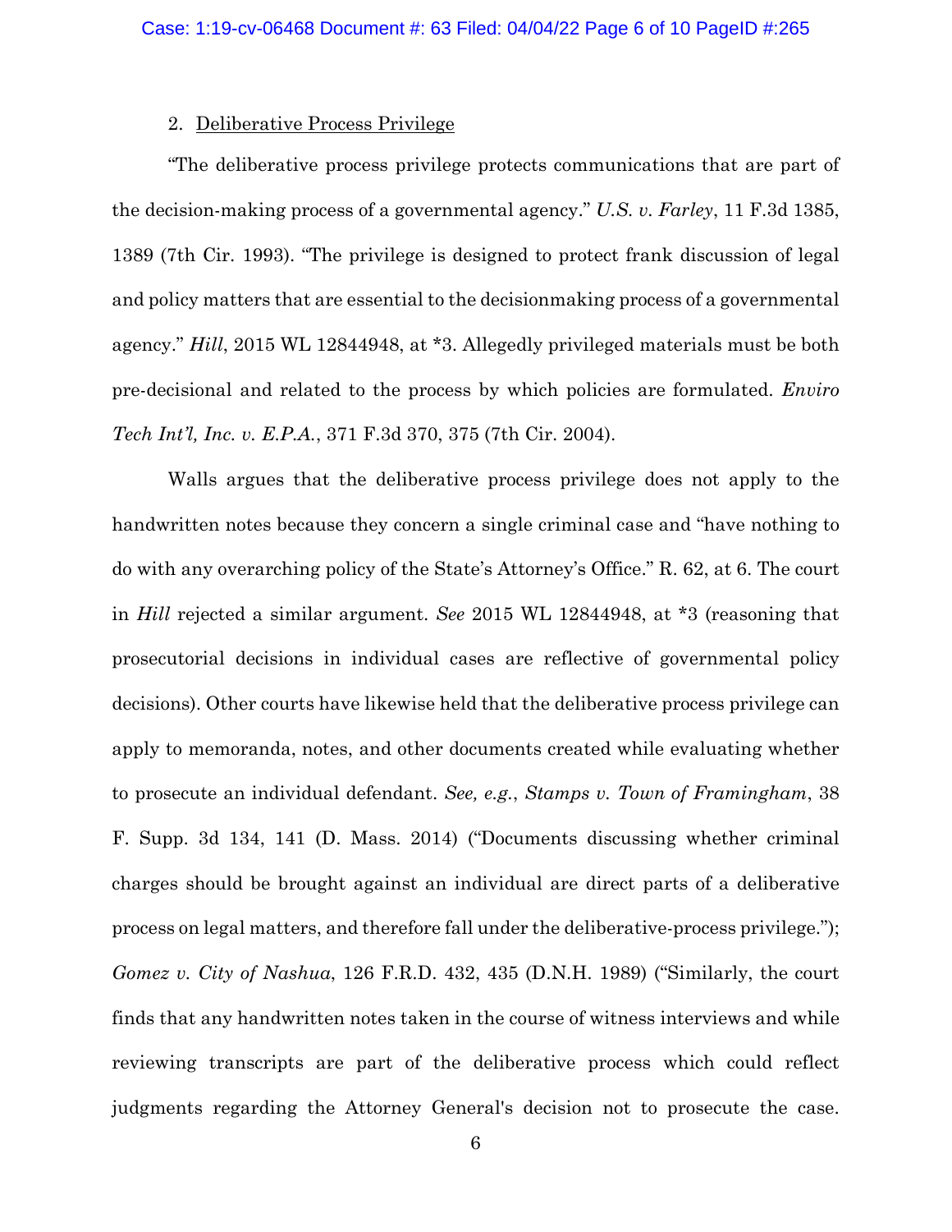2. Deliberative Process Privilege

"The deliberative process privilege protects communications that are part of the decision-making process of a governmental agency." *U.S. v. Farley*, 11 F.3d 1385, 1389 (7th Cir. 1993). "The privilege is designed to protect frank discussion of legal and policy matters that are essential to the decisionmaking process of a governmental agency." *Hill*, 2015 WL 12844948, at *3. Allegedly privileged materials must be both pre-decisional and related to the process by which policies are formulated. *Enviro Tech Int'l, Inc. v. E.P.A.*, 371 F.3d 370, 375 (7th Cir. 2004).

Walls argues that the deliberative process privilege does not apply to the handwritten notes because they concern a single criminal case and "have nothing to do with any overarching policy of the State's Attorney's Office." R. 62, at 6. The court in *Hill* rejected a similar argument. *See* 2015 WL 12844948, at *3 (reasoning that prosecutorial decisions in individual cases are reflective of governmental policy decisions). Other courts have likewise held that the deliberative process privilege can apply to memoranda, notes, and other documents created while evaluating whether to prosecute an individual defendant. *See, e.g.*, *Stamps v. Town of Framingham*, 38 F. Supp. 3d 134, 141 (D. Mass. 2014) ("Documents discussing whether criminal charges should be brought against an individual are direct parts of a deliberative process on legal matters, and therefore fall under the deliberative-process privilege."); *Gomez v. City of Nashua*, 126 F.R.D. 432, 435 (D.N.H. 1989) ("Similarly, the court finds that any handwritten notes taken in the course of witness interviews and while reviewing transcripts are part of the deliberative process which could reflect judgments regarding the Attorney General's decision not to prosecute the case.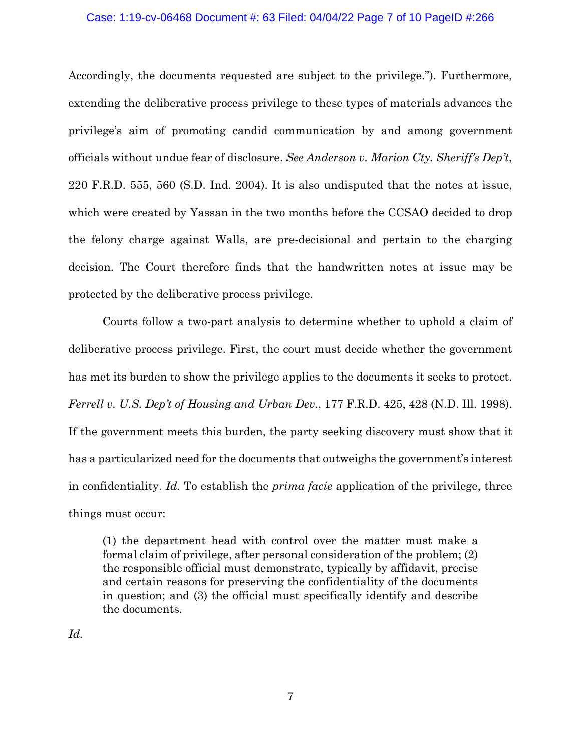Accordingly, the documents requested are subject to the privilege."). Furthermore, extending the deliberative process privilege to these types of materials advances the privilege's aim of promoting candid communication by and among government officials without undue fear of disclosure. *See Anderson v. Marion Cty. Sheriff's Dep't*, 220 F.R.D. 555, 560 (S.D. Ind. 2004). It is also undisputed that the notes at issue, which were created by Yassan in the two months before the CCSAO decided to drop the felony charge against Walls, are pre-decisional and pertain to the charging decision. The Court therefore finds that the handwritten notes at issue may be protected by the deliberative process privilege.

Courts follow a two-part analysis to determine whether to uphold a claim of deliberative process privilege. First, the court must decide whether the government has met its burden to show the privilege applies to the documents it seeks to protect. *Ferrell v. U.S. Dep't of Housing and Urban Dev.*, 177 F.R.D. 425, 428 (N.D. Ill. 1998). If the government meets this burden, the party seeking discovery must show that it has a particularized need for the documents that outweighs the government's interest in confidentiality. *Id.* To establish the *prima facie* application of the privilege, three things must occur:

> (1) the department head with control over the matter must make a formal claim of privilege, after personal consideration of the problem; (2) the responsible official must demonstrate, typically by affidavit, precise and certain reasons for preserving the confidentiality of the documents in question; and (3) the official must specifically identify and describe the documents.

*Id.*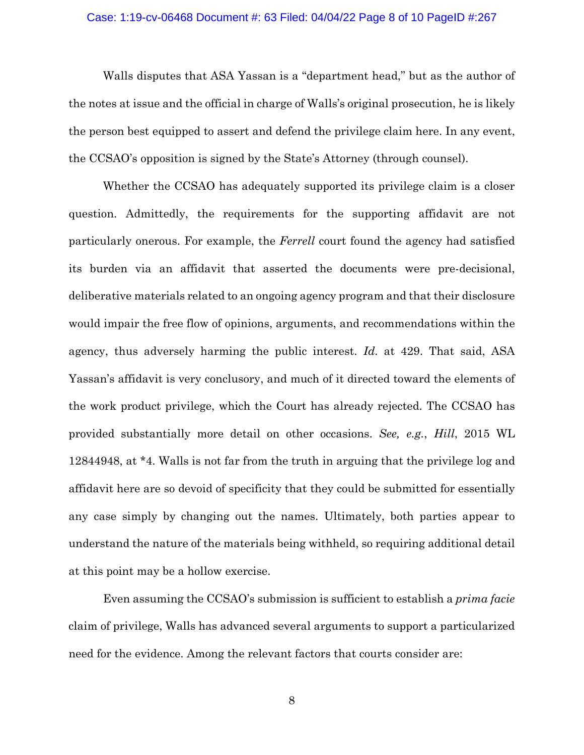Walls disputes that ASA Yassan is a "department head," but as the author of the notes at issue and the official in charge of Walls's original prosecution, he is likely the person best equipped to assert and defend the privilege claim here. In any event, the CCSAO's opposition is signed by the State's Attorney (through counsel).

Whether the CCSAO has adequately supported its privilege claim is a closer question. Admittedly, the requirements for the supporting affidavit are not particularly onerous. For example, the *Ferrell* court found the agency had satisfied its burden via an affidavit that asserted the documents were pre-decisional, deliberative materials related to an ongoing agency program and that their disclosure would impair the free flow of opinions, arguments, and recommendations within the agency, thus adversely harming the public interest. *Id.* at 429. That said, ASA Yassan's affidavit is very conclusory, and much of it directed toward the elements of the work product privilege, which the Court has already rejected. The CCSAO has provided substantially more detail on other occasions. *See, e.g.*, *Hill*, 2015 WL 12844948, at *4. Walls is not far from the truth in arguing that the privilege log and affidavit here are so devoid of specificity that they could be submitted for essentially any case simply by changing out the names. Ultimately, both parties appear to understand the nature of the materials being withheld, so requiring additional detail at this point may be a hollow exercise.

Even assuming the CCSAO's submission is sufficient to establish a *prima facie* claim of privilege, Walls has advanced several arguments to support a particularized need for the evidence. Among the relevant factors that courts consider are: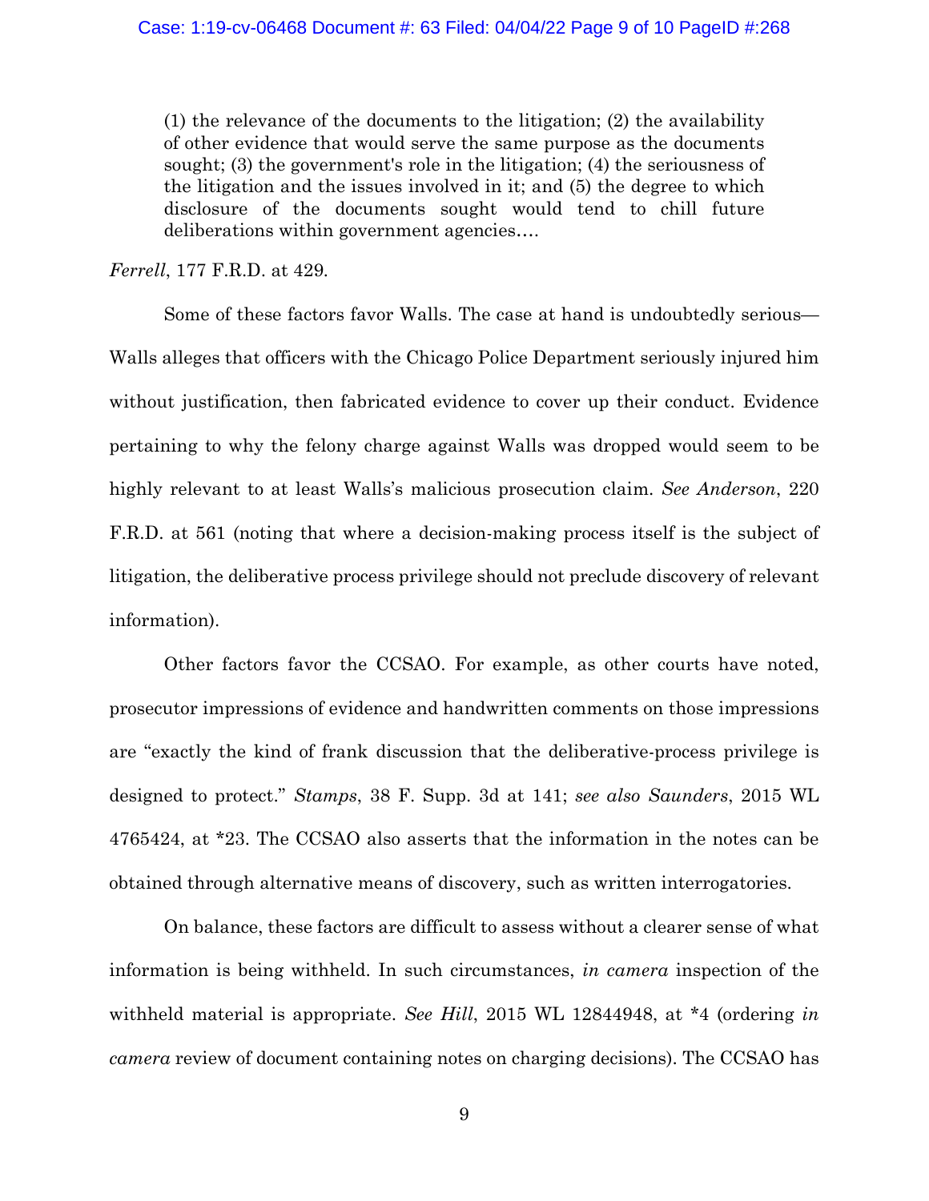> (1) the relevance of the documents to the litigation; (2) the availability of other evidence that would serve the same purpose as the documents sought; (3) the government's role in the litigation; (4) the seriousness of the litigation and the issues involved in it; and (5) the degree to which disclosure of the documents sought would tend to chill future deliberations within government agencies….

*Ferrell*, 177 F.R.D. at 429.

Some of these factors favor Walls. The case at hand is undoubtedly serious—Walls alleges that officers with the Chicago Police Department seriously injured him without justification, then fabricated evidence to cover up their conduct. Evidence pertaining to why the felony charge against Walls was dropped would seem to be highly relevant to at least Walls's malicious prosecution claim. *See Anderson*, 220 F.R.D. at 561 (noting that where a decision-making process itself is the subject of litigation, the deliberative process privilege should not preclude discovery of relevant information).

Other factors favor the CCSAO. For example, as other courts have noted, prosecutor impressions of evidence and handwritten comments on those impressions are "exactly the kind of frank discussion that the deliberative-process privilege is designed to protect." *Stamps*, 38 F. Supp. 3d at 141; *see also Saunders*, 2015 WL 4765424, at *23. The CCSAO also asserts that the information in the notes can be obtained through alternative means of discovery, such as written interrogatories.

On balance, these factors are difficult to assess without a clearer sense of what information is being withheld. In such circumstances, *in camera* inspection of the withheld material is appropriate. *See Hill*, 2015 WL 12844948, at *4 (ordering *in camera* review of document containing notes on charging decisions). The CCSAO has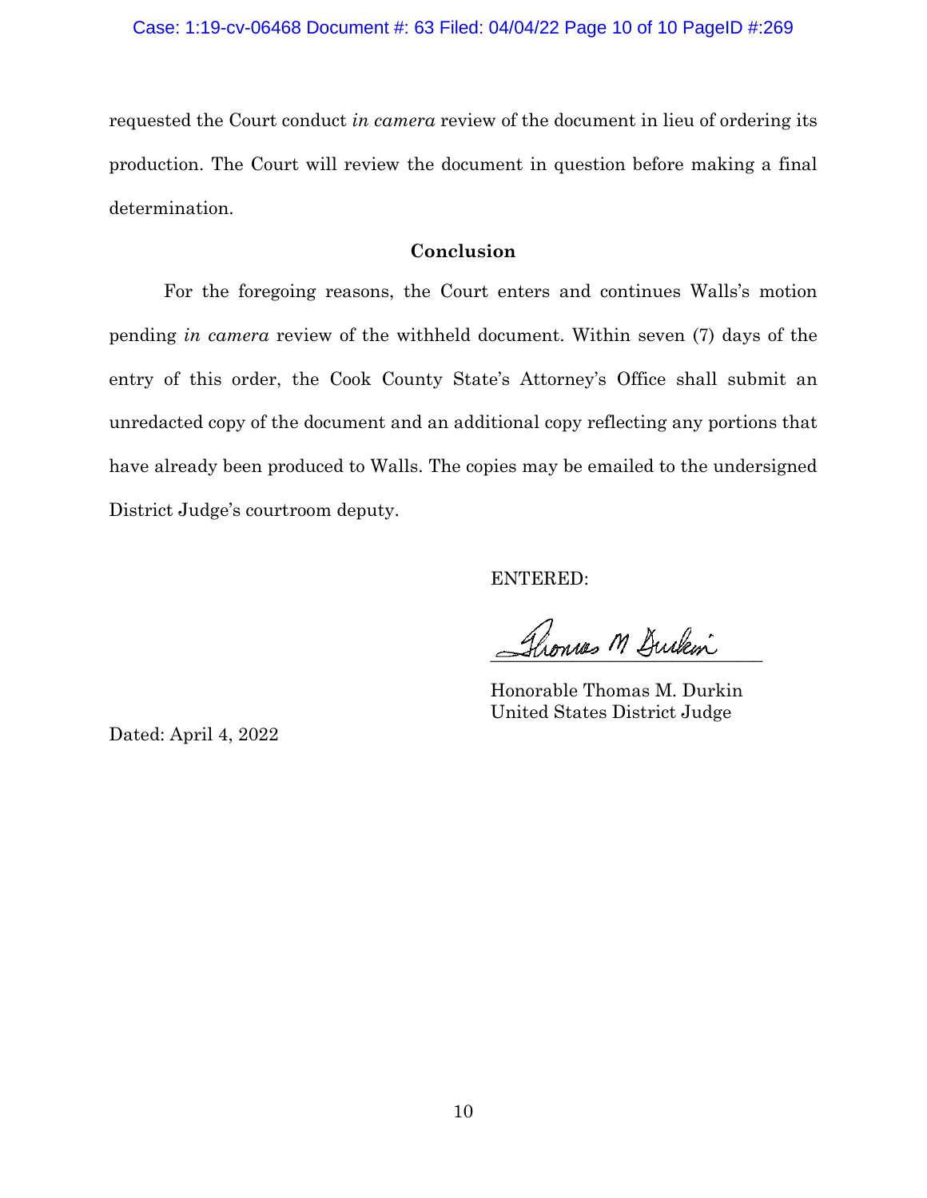requested the Court conduct *in camera* review of the document in lieu of ordering its production. The Court will review the document in question before making a final determination.

## Conclusion

For the foregoing reasons, the Court enters and continues Walls's motion pending *in camera* review of the withheld document. Within seven (7) days of the entry of this order, the Cook County State's Attorney's Office shall submit an unredacted copy of the document and an additional copy reflecting any portions that have already been produced to Walls. The copies may be emailed to the undersigned District Judge's courtroom deputy.

ENTERED:

Thomas M Durkin

Honorable Thomas M. Durkin
United States District Judge

Dated: April 4, 2022